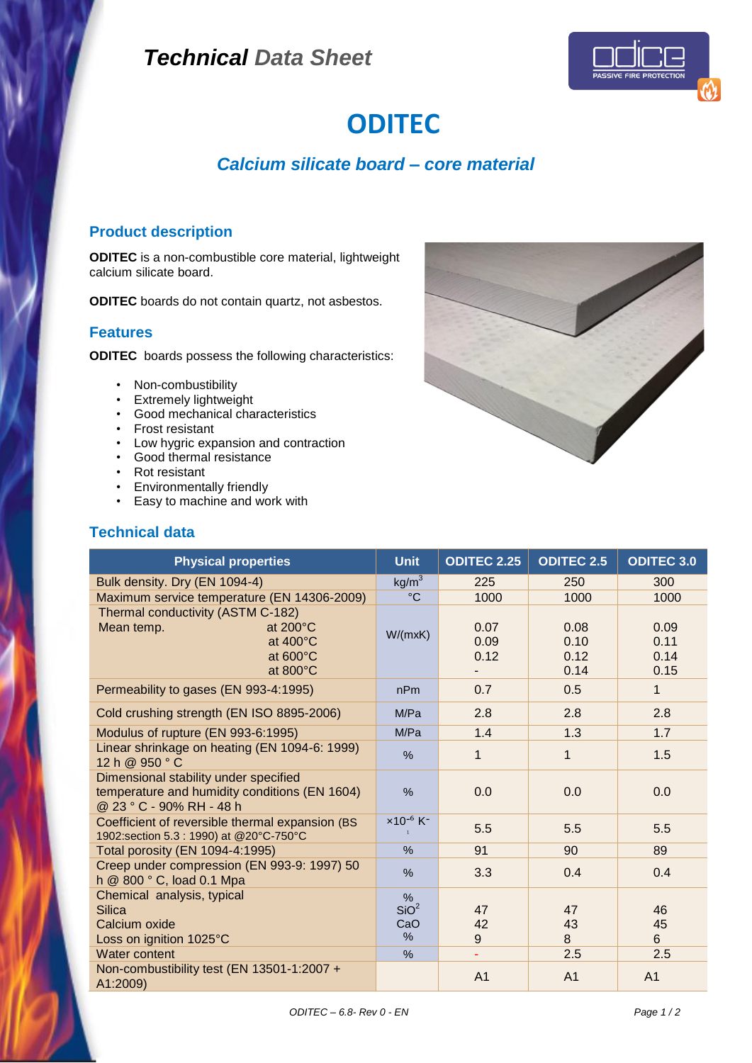# Technical Data Sheet

# ODITEC

## *Calcium silicate board – core material*

## Product description

**ODITEC** is a non-combustible core material, lightweight calcium silicate board.

**ODITEC** boards do not contain quartz, not asbestos.

## Features

**ODITEC** boards possess the following characteristics:

- Non-combustibility
- Extremely lightweight
- Good mechanical characteristics
- Frost resistant
- Low hygric expansion and contraction
- Good thermal resistance
- Rot resistant
- Environmentally friendly
- Easy to machine and work with

## Technical data

| Physical properties | Unit | ODITEC 2.25 | ODITEC 2.5 | ODITEC 3.0 |
|---|---|---|---|---|
| Bulk density. Dry (EN 1094-4) | $kg/m^3$ | 225 | 250 | 300 |
| Maximum service temperature (EN 14306-2009) | °C | 1000 | 1000 | 1000 |
| Thermal conductivity (ASTM C-182)<br>Mean temp. at 200°C<br>at 400°C<br>at 600°C<br>at 800°C | W/(mxK) | 0.07<br>0.09<br>0.12<br>- | 0.08<br>0.10<br>0.12<br>0.14 | 0.09<br>0.11<br>0.14<br>0.15 |
| Permeability to gases (EN 993-4:1995) | nPm | 0.7 | 0.5 | 1 |
| Cold crushing strength (EN ISO 8895-2006) | M/Pa | 2.8 | 2.8 | 2.8 |
| Modulus of rupture (EN 993-6:1995) | M/Pa | 1.4 | 1.3 | 1.7 |
| Linear shrinkage on heating (EN 1094-6: 1999) 12 h @ 950 ° C | % | 1 | 1 | 1.5 |
| Dimensional stability under specified temperature and humidity conditions (EN 1604) @ 23 ° C - 90% RH - 48 h | % | 0.0 | 0.0 | 0.0 |
| Coefficient of reversible thermal expansion (BS 1902:section 5.3 : 1990) at @20°C-750°C | $\times 10^{-6}\ K^{-1}$ | 5.5 | 5.5 | 5.5 |
| Total porosity (EN 1094-4:1995) | % | 91 | 90 | 89 |
| Creep under compression (EN 993-9: 1997) 50 h @ 800 ° C, load 0.1 Mpa | % | 3.3 | 0.4 | 0.4 |
| Chemical analysis, typical<br>Silica<br>Calcium oxide<br>Loss on ignition 1025°C | %<br>$SiO^2$<br>CaO<br>% | <br>47<br>42<br>9 | <br>47<br>43<br>8 | <br>46<br>45<br>6 |
| Water content | % | - | 2.5 | 2.5 |
| Non-combustibility test (EN 13501-1:2007 + A1:2009) | | A1 | A1 | A1 |

*ODITEC – 6.8- Rev 0 - EN*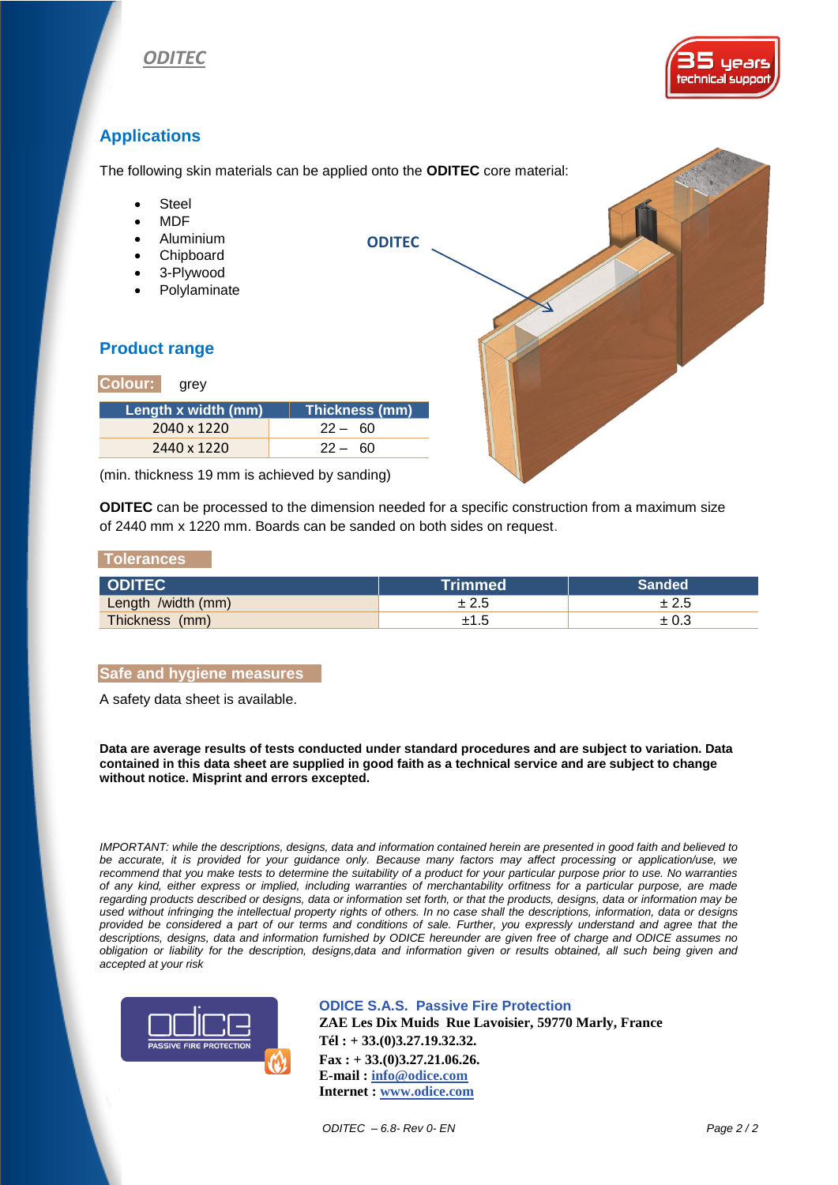## Applications

The following skin materials can be applied onto the **ODITEC** core material:

- Steel
- MDF
- Aluminium
- Chipboard
- 3-Plywood
- Polylaminate

ODITEC

## Product range

**Colour:** grey

| Length x width (mm) | Thickness (mm) |
|---|---|
| 2040 x 1220 | 22 – 60 |
| 2440 x 1220 | 22 – 60 |

(min. thickness 19 mm is achieved by sanding)

**ODITEC** can be processed to the dimension needed for a specific construction from a maximum size of 2440 mm x 1220 mm. Boards can be sanded on both sides on request.

## Tolerances

| ODITEC | Trimmed | Sanded |
|---|---|---|
| Length /width (mm) | ± 2.5 | ± 2.5 |
| Thickness (mm) | ±1.5 | ± 0.3 |

## Safe and hygiene measures

A safety data sheet is available.

**Data are average results of tests conducted under standard procedures and are subject to variation. Data contained in this data sheet are supplied in good faith as a technical service and are subject to change without notice. Misprint and errors excepted.**

*IMPORTANT: while the descriptions, designs, data and information contained herein are presented in good faith and believed to be accurate, it is provided for your guidance only. Because many factors may affect processing or application/use, we recommend that you make tests to determine the suitability of a product for your particular purpose prior to use. No warranties of any kind, either express or implied, including warranties of merchantability orfitness for a particular purpose, are made regarding products described or designs, data or information set forth, or that the products, designs, data or information may be used without infringing the intellectual property rights of others. In no case shall the descriptions, information, data or designs provided be considered a part of our terms and conditions of sale. Further, you expressly understand and agree that the descriptions, designs, data and information furnished by ODICE hereunder are given free of charge and ODICE assumes no obligation or liability for the description, designs,data and information given or results obtained, all such being given and accepted at your risk*

**ODICE S.A.S. Passive Fire Protection**
**ZAE Les Dix Muids Rue Lavoisier, 59770 Marly, France**
**Tél : + 33.(0)3.27.19.32.32.**
**Fax : + 33.(0)3.27.21.06.26.**
**E-mail : info@odice.com**
**Internet : www.odice.com**

*ODITEC – 6.8- Rev 0- EN*